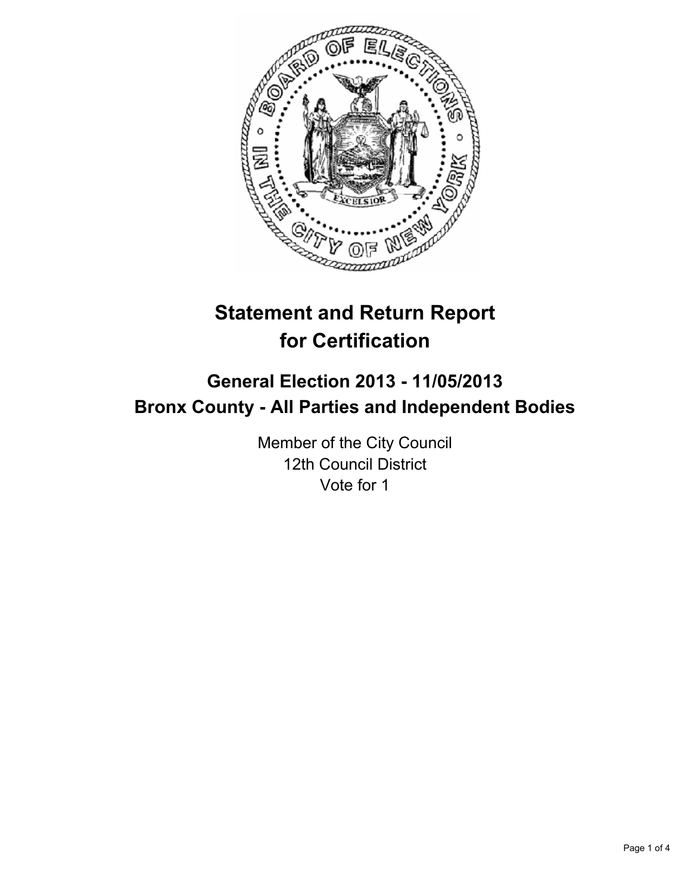# Statement and Return Report for Certification

## General Election 2013 - 11/05/2013
## Bronx County - All Parties and Independent Bodies

Member of the City Council
12th Council District
Vote for 1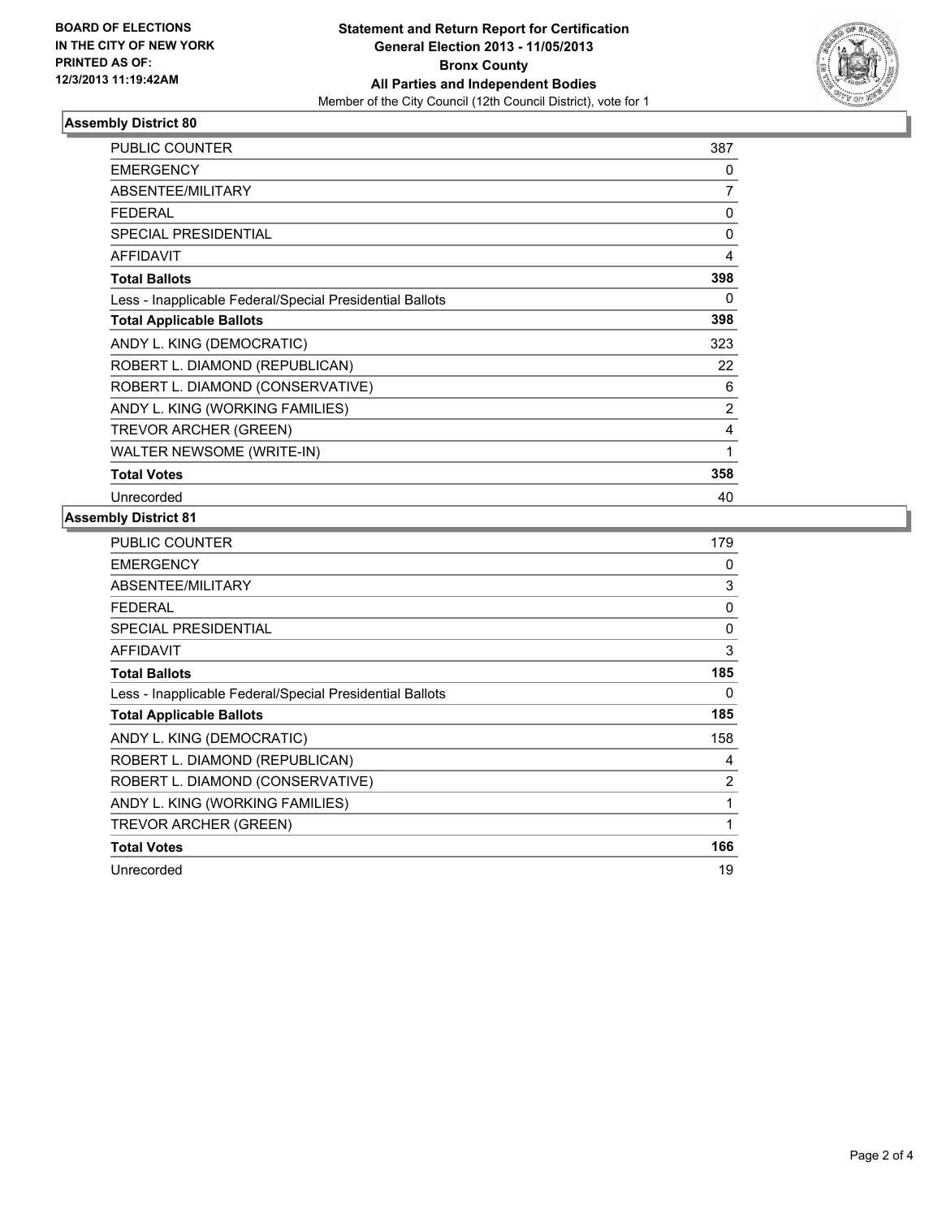**BOARD OF ELECTIONS IN THE CITY OF NEW YORK PRINTED AS OF: 12/3/2013 11:19:42AM**

**Statement and Return Report for Certification**
**General Election 2013 - 11/05/2013**
**Bronx County**
**All Parties and Independent Bodies**
Member of the City Council (12th Council District), vote for 1

### Assembly District 80

| | |
|---|---|
| PUBLIC COUNTER | 387 |
| EMERGENCY | 0 |
| ABSENTEE/MILITARY | 7 |
| FEDERAL | 0 |
| SPECIAL PRESIDENTIAL | 0 |
| AFFIDAVIT | 4 |
| **Total Ballots** | **398** |
| Less - Inapplicable Federal/Special Presidential Ballots | 0 |
| **Total Applicable Ballots** | **398** |
| ANDY L. KING (DEMOCRATIC) | 323 |
| ROBERT L. DIAMOND (REPUBLICAN) | 22 |
| ROBERT L. DIAMOND (CONSERVATIVE) | 6 |
| ANDY L. KING (WORKING FAMILIES) | 2 |
| TREVOR ARCHER (GREEN) | 4 |
| WALTER NEWSOME (WRITE-IN) | 1 |
| **Total Votes** | **358** |
| Unrecorded | 40 |

### Assembly District 81

| | |
|---|---|
| PUBLIC COUNTER | 179 |
| EMERGENCY | 0 |
| ABSENTEE/MILITARY | 3 |
| FEDERAL | 0 |
| SPECIAL PRESIDENTIAL | 0 |
| AFFIDAVIT | 3 |
| **Total Ballots** | **185** |
| Less - Inapplicable Federal/Special Presidential Ballots | 0 |
| **Total Applicable Ballots** | **185** |
| ANDY L. KING (DEMOCRATIC) | 158 |
| ROBERT L. DIAMOND (REPUBLICAN) | 4 |
| ROBERT L. DIAMOND (CONSERVATIVE) | 2 |
| ANDY L. KING (WORKING FAMILIES) | 1 |
| TREVOR ARCHER (GREEN) | 1 |
| **Total Votes** | **166** |
| Unrecorded | 19 |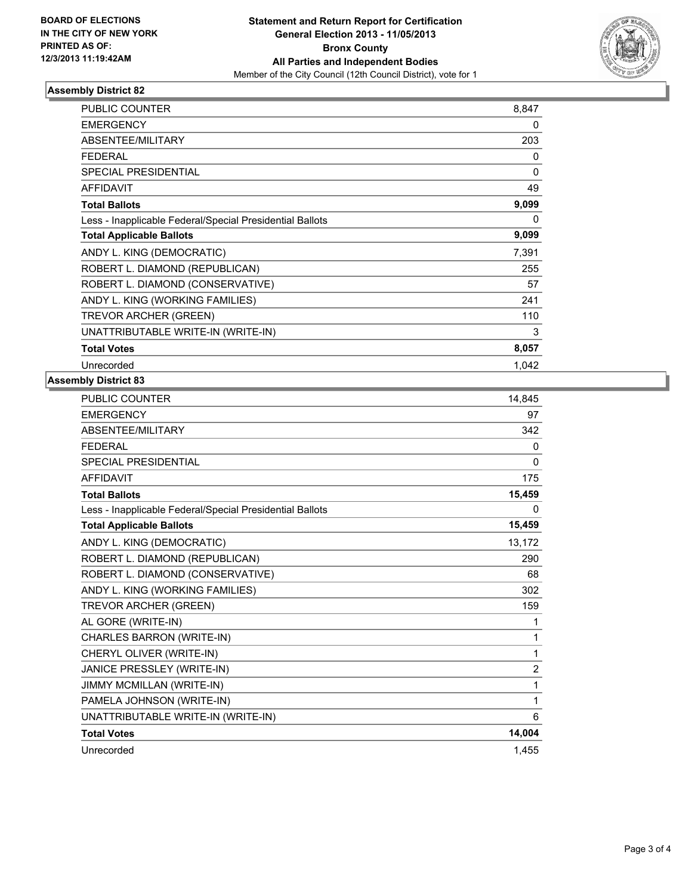BOARD OF ELECTIONS
IN THE CITY OF NEW YORK
PRINTED AS OF:
12/3/2013 11:19:42AM

**Statement and Return Report for Certification**
**General Election 2013 - 11/05/2013**
**Bronx County**
**All Parties and Independent Bodies**
Member of the City Council (12th Council District), vote for 1

### Assembly District 82

| | |
|---|---|
| PUBLIC COUNTER | 8,847 |
| EMERGENCY | 0 |
| ABSENTEE/MILITARY | 203 |
| FEDERAL | 0 |
| SPECIAL PRESIDENTIAL | 0 |
| AFFIDAVIT | 49 |
| **Total Ballots** | **9,099** |
| Less - Inapplicable Federal/Special Presidential Ballots | 0 |
| **Total Applicable Ballots** | **9,099** |
| ANDY L. KING (DEMOCRATIC) | 7,391 |
| ROBERT L. DIAMOND (REPUBLICAN) | 255 |
| ROBERT L. DIAMOND (CONSERVATIVE) | 57 |
| ANDY L. KING (WORKING FAMILIES) | 241 |
| TREVOR ARCHER (GREEN) | 110 |
| UNATTRIBUTABLE WRITE-IN (WRITE-IN) | 3 |
| **Total Votes** | **8,057** |
| Unrecorded | 1,042 |

### Assembly District 83

| | |
|---|---|
| PUBLIC COUNTER | 14,845 |
| EMERGENCY | 97 |
| ABSENTEE/MILITARY | 342 |
| FEDERAL | 0 |
| SPECIAL PRESIDENTIAL | 0 |
| AFFIDAVIT | 175 |
| **Total Ballots** | **15,459** |
| Less - Inapplicable Federal/Special Presidential Ballots | 0 |
| **Total Applicable Ballots** | **15,459** |
| ANDY L. KING (DEMOCRATIC) | 13,172 |
| ROBERT L. DIAMOND (REPUBLICAN) | 290 |
| ROBERT L. DIAMOND (CONSERVATIVE) | 68 |
| ANDY L. KING (WORKING FAMILIES) | 302 |
| TREVOR ARCHER (GREEN) | 159 |
| AL GORE (WRITE-IN) | 1 |
| CHARLES BARRON (WRITE-IN) | 1 |
| CHERYL OLIVER (WRITE-IN) | 1 |
| JANICE PRESSLEY (WRITE-IN) | 2 |
| JIMMY MCMILLAN (WRITE-IN) | 1 |
| PAMELA JOHNSON (WRITE-IN) | 1 |
| UNATTRIBUTABLE WRITE-IN (WRITE-IN) | 6 |
| **Total Votes** | **14,004** |
| Unrecorded | 1,455 |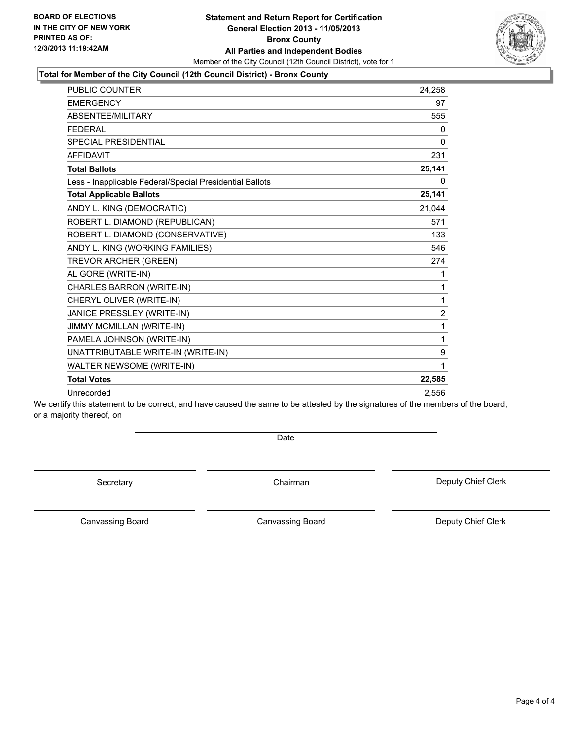**BOARD OF ELECTIONS IN THE CITY OF NEW YORK PRINTED AS OF: 12/3/2013 11:19:42AM**

# Statement and Return Report for Certification
## General Election 2013 - 11/05/2013
## Bronx County
## All Parties and Independent Bodies

Member of the City Council (12th Council District), vote for 1

**Total for Member of the City Council (12th Council District) - Bronx County**

| | |
|---|---|
| PUBLIC COUNTER | 24,258 |
| EMERGENCY | 97 |
| ABSENTEE/MILITARY | 555 |
| FEDERAL | 0 |
| SPECIAL PRESIDENTIAL | 0 |
| AFFIDAVIT | 231 |
| **Total Ballots** | **25,141** |
| Less - Inapplicable Federal/Special Presidential Ballots | 0 |
| **Total Applicable Ballots** | **25,141** |
| ANDY L. KING (DEMOCRATIC) | 21,044 |
| ROBERT L. DIAMOND (REPUBLICAN) | 571 |
| ROBERT L. DIAMOND (CONSERVATIVE) | 133 |
| ANDY L. KING (WORKING FAMILIES) | 546 |
| TREVOR ARCHER (GREEN) | 274 |
| AL GORE (WRITE-IN) | 1 |
| CHARLES BARRON (WRITE-IN) | 1 |
| CHERYL OLIVER (WRITE-IN) | 1 |
| JANICE PRESSLEY (WRITE-IN) | 2 |
| JIMMY MCMILLAN (WRITE-IN) | 1 |
| PAMELA JOHNSON (WRITE-IN) | 1 |
| UNATTRIBUTABLE WRITE-IN (WRITE-IN) | 9 |
| WALTER NEWSOME (WRITE-IN) | 1 |
| **Total Votes** | **22,585** |
| Unrecorded | 2,556 |

We certify this statement to be correct, and have caused the same to be attested by the signatures of the members of the board, or a majority thereof, on

Date

Secretary    Chairman    Deputy Chief Clerk

Canvassing Board    Canvassing Board    Deputy Chief Clerk